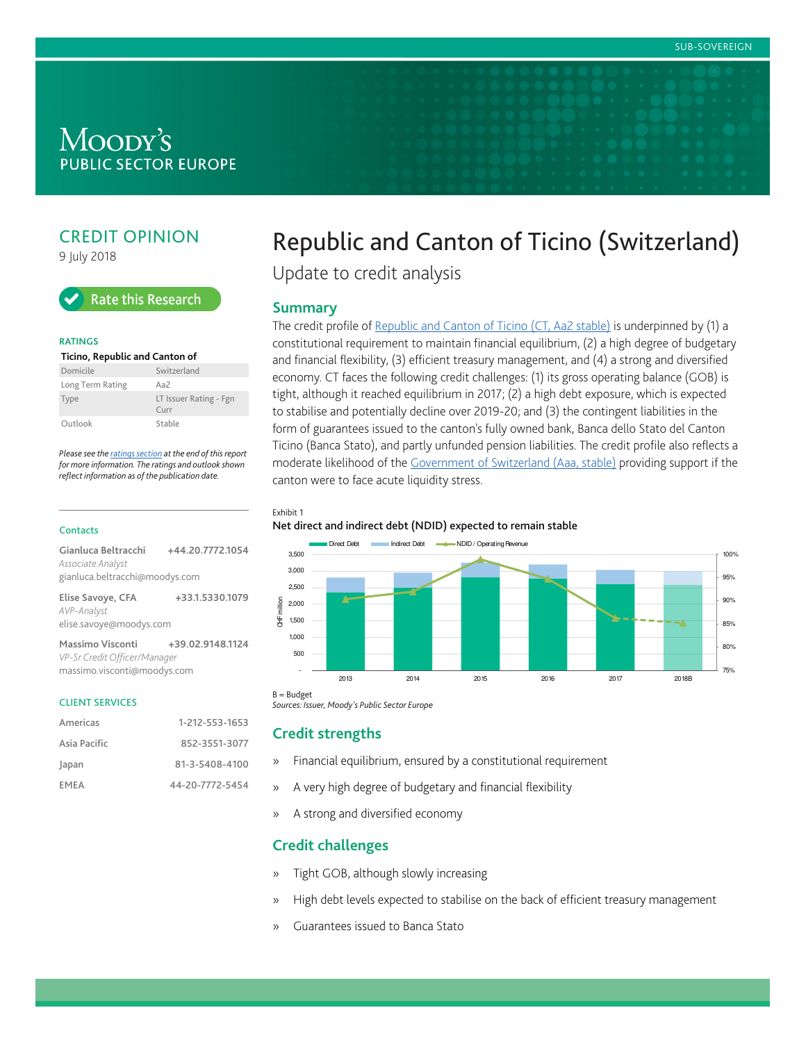SUB-SOVEREIGN

MOODY'S PUBLIC SECTOR EUROPE

CREDIT OPINION

9 July 2018

Rate this Research

**RATINGS**

| Ticino, Republic and Canton of | |
|---|---|
| Domicile | Switzerland |
| Long Term Rating | Aa2 |
| Type | LT Issuer Rating - Fgn Curr |
| Outlook | Stable |

*Please see the ratings section at the end of this report for more information. The ratings and outlook shown reflect information as of the publication date.*

**Contacts**

| | |
|---|---|
| **Gianluca Beltracchi** *Associate Analyst* gianluca.beltracchi@moodys.com | +44.20.7772.1054 |
| **Elise Savoye, CFA** *AVP-Analyst* elise.savoye@moodys.com | +33.1.5330.1079 |
| **Massimo Visconti** *VP-Sr Credit Officer/Manager* massimo.visconti@moodys.com | +39.02.9148.1124 |

**CLIENT SERVICES**

| | |
|---|---|
| Americas | 1-212-553-1653 |
| Asia Pacific | 852-3551-3077 |
| Japan | 81-3-5408-4100 |
| EMEA | 44-20-7772-5454 |

# Republic and Canton of Ticino (Switzerland)

Update to credit analysis

## Summary

The credit profile of Republic and Canton of Ticino (CT, Aa2 stable) is underpinned by (1) a constitutional requirement to maintain financial equilibrium, (2) a high degree of budgetary and financial flexibility, (3) efficient treasury management, and (4) a strong and diversified economy. CT faces the following credit challenges: (1) its gross operating balance (GOB) is tight, although it reached equilibrium in 2017; (2) a high debt exposure, which is expected to stabilise and potentially decline over 2019-20; and (3) the contingent liabilities in the form of guarantees issued to the canton's fully owned bank, Banca dello Stato del Canton Ticino (Banca Stato), and partly unfunded pension liabilities. The credit profile also reflects a moderate likelihood of the Government of Switzerland (Aaa, stable) providing support if the canton were to face acute liquidity stress.

Exhibit 1

**Net direct and indirect debt (NDID) expected to remain stable**

B = Budget

*Sources: Issuer, Moody's Public Sector Europe*

## Credit strengths

- » Financial equilibrium, ensured by a constitutional requirement
- » A very high degree of budgetary and financial flexibility
- » A strong and diversified economy

## Credit challenges

- » Tight GOB, although slowly increasing
- » High debt levels expected to stabilise on the back of efficient treasury management
- » Guarantees issued to Banca Stato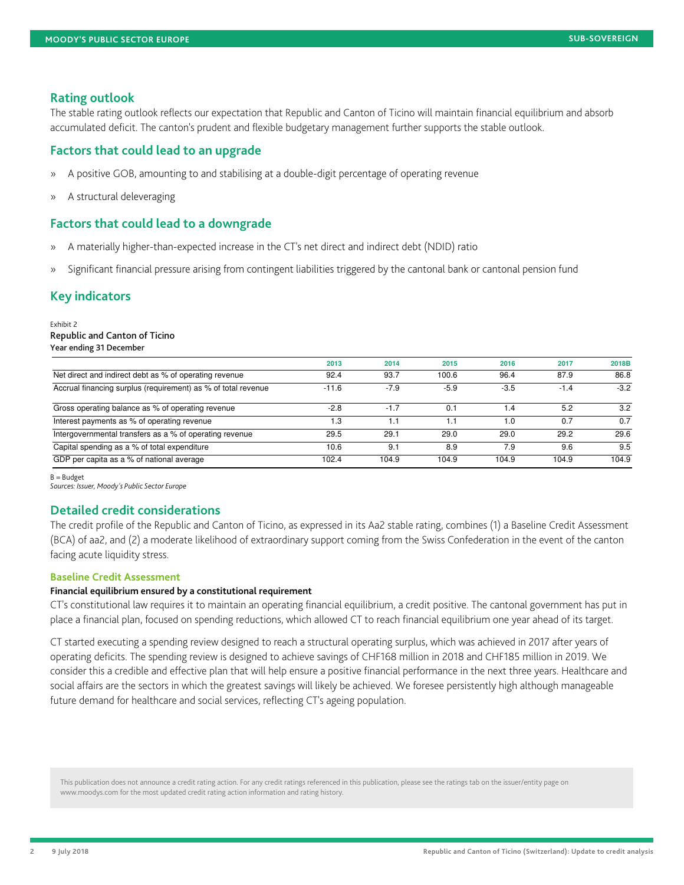## Rating outlook

The stable rating outlook reflects our expectation that Republic and Canton of Ticino will maintain financial equilibrium and absorb accumulated deficit. The canton's prudent and flexible budgetary management further supports the stable outlook.

## Factors that could lead to an upgrade

- A positive GOB, amounting to and stabilising at a double-digit percentage of operating revenue
- A structural deleveraging

## Factors that could lead to a downgrade

- A materially higher-than-expected increase in the CT's net direct and indirect debt (NDID) ratio
- Significant financial pressure arising from contingent liabilities triggered by the cantonal bank or cantonal pension fund

## Key indicators

Exhibit 2
**Republic and Canton of Ticino**
**Year ending 31 December**

| | 2013 | 2014 | 2015 | 2016 | 2017 | 2018B |
|---|---|---|---|---|---|---|
| Net direct and indirect debt as % of operating revenue | 92.4 | 93.7 | 100.6 | 96.4 | 87.9 | 86.8 |
| Accrual financing surplus (requirement) as % of total revenue | -11.6 | -7.9 | -5.9 | -3.5 | -1.4 | -3.2 |
| Gross operating balance as % of operating revenue | -2.8 | -1.7 | 0.1 | 1.4 | 5.2 | 3.2 |
| Interest payments as % of operating revenue | 1.3 | 1.1 | 1.1 | 1.0 | 0.7 | 0.7 |
| Intergovernmental transfers as a % of operating revenue | 29.5 | 29.1 | 29.0 | 29.0 | 29.2 | 29.6 |
| Capital spending as a % of total expenditure | 10.6 | 9.1 | 8.9 | 7.9 | 9.6 | 9.5 |
| GDP per capita as a % of national average | 102.4 | 104.9 | 104.9 | 104.9 | 104.9 | 104.9 |

B = Budget
*Sources: Issuer, Moody's Public Sector Europe*

## Detailed credit considerations

The credit profile of the Republic and Canton of Ticino, as expressed in its Aa2 stable rating, combines (1) a Baseline Credit Assessment (BCA) of aa2, and (2) a moderate likelihood of extraordinary support coming from the Swiss Confederation in the event of the canton facing acute liquidity stress.

### Baseline Credit Assessment

**Financial equilibrium ensured by a constitutional requirement**

CT's constitutional law requires it to maintain an operating financial equilibrium, a credit positive. The cantonal government has put in place a financial plan, focused on spending reductions, which allowed CT to reach financial equilibrium one year ahead of its target.

CT started executing a spending review designed to reach a structural operating surplus, which was achieved in 2017 after years of operating deficits. The spending review is designed to achieve savings of CHF168 million in 2018 and CHF185 million in 2019. We consider this a credible and effective plan that will help ensure a positive financial performance in the next three years. Healthcare and social affairs are the sectors in which the greatest savings will likely be achieved. We foresee persistently high although manageable future demand for healthcare and social services, reflecting CT's ageing population.

This publication does not announce a credit rating action. For any credit ratings referenced in this publication, please see the ratings tab on the issuer/entity page on www.moodys.com for the most updated credit rating action information and rating history.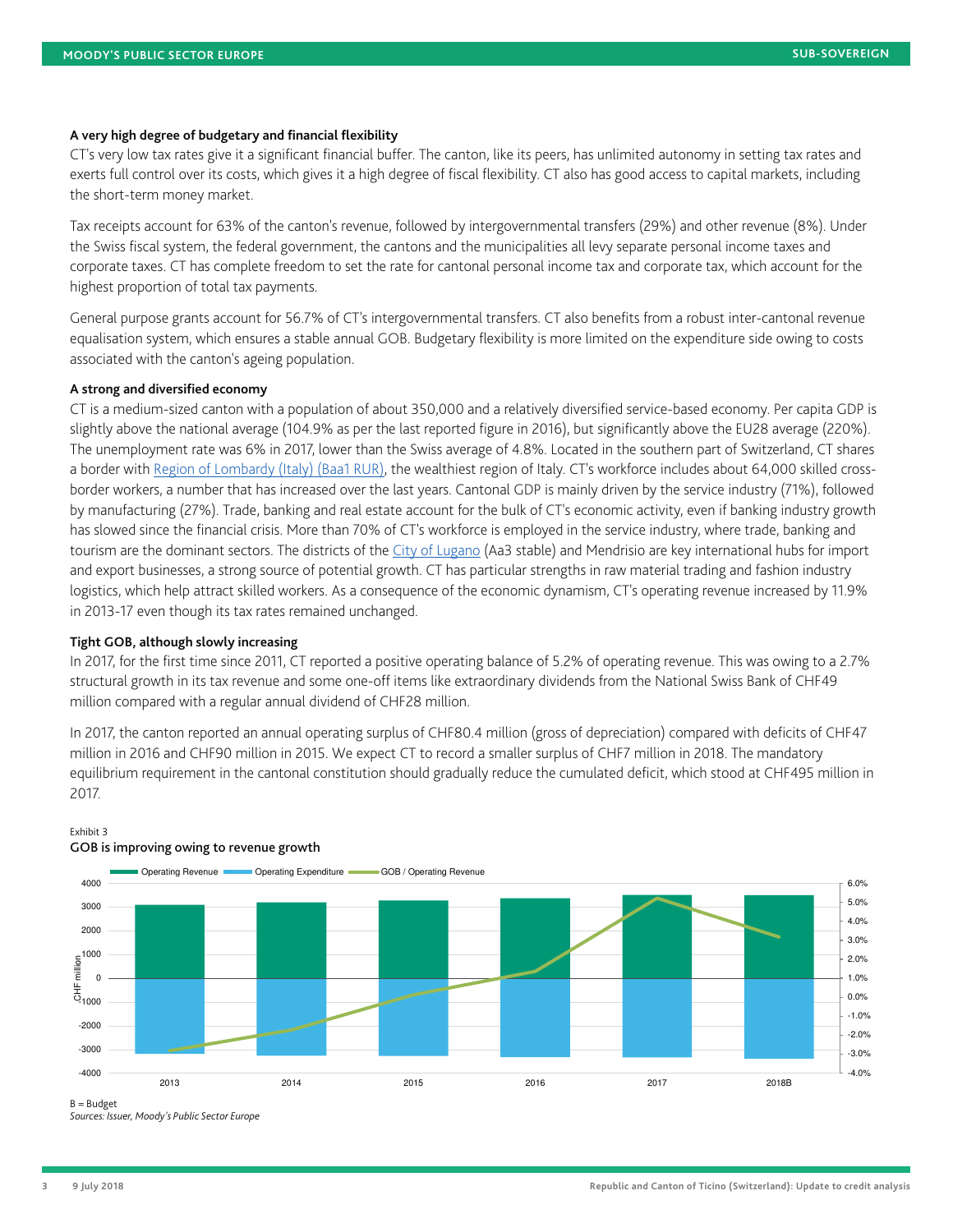**A very high degree of budgetary and financial flexibility**

CT's very low tax rates give it a significant financial buffer. The canton, like its peers, has unlimited autonomy in setting tax rates and exerts full control over its costs, which gives it a high degree of fiscal flexibility. CT also has good access to capital markets, including the short-term money market.

Tax receipts account for 63% of the canton's revenue, followed by intergovernmental transfers (29%) and other revenue (8%). Under the Swiss fiscal system, the federal government, the cantons and the municipalities all levy separate personal income taxes and corporate taxes. CT has complete freedom to set the rate for cantonal personal income tax and corporate tax, which account for the highest proportion of total tax payments.

General purpose grants account for 56.7% of CT's intergovernmental transfers. CT also benefits from a robust inter-cantonal revenue equalisation system, which ensures a stable annual GOB. Budgetary flexibility is more limited on the expenditure side owing to costs associated with the canton's ageing population.

**A strong and diversified economy**

CT is a medium-sized canton with a population of about 350,000 and a relatively diversified service-based economy. Per capita GDP is slightly above the national average (104.9% as per the last reported figure in 2016), but significantly above the EU28 average (220%). The unemployment rate was 6% in 2017, lower than the Swiss average of 4.8%. Located in the southern part of Switzerland, CT shares a border with Region of Lombardy (Italy) (Baa1 RUR), the wealthiest region of Italy. CT's workforce includes about 64,000 skilled cross-border workers, a number that has increased over the last years. Cantonal GDP is mainly driven by the service industry (71%), followed by manufacturing (27%). Trade, banking and real estate account for the bulk of CT's economic activity, even if banking industry growth has slowed since the financial crisis. More than 70% of CT's workforce is employed in the service industry, where trade, banking and tourism are the dominant sectors. The districts of the City of Lugano (Aa3 stable) and Mendrisio are key international hubs for import and export businesses, a strong source of potential growth. CT has particular strengths in raw material trading and fashion industry logistics, which help attract skilled workers. As a consequence of the economic dynamism, CT's operating revenue increased by 11.9% in 2013-17 even though its tax rates remained unchanged.

**Tight GOB, although slowly increasing**

In 2017, for the first time since 2011, CT reported a positive operating balance of 5.2% of operating revenue. This was owing to a 2.7% structural growth in its tax revenue and some one-off items like extraordinary dividends from the National Swiss Bank of CHF49 million compared with a regular annual dividend of CHF28 million.

In 2017, the canton reported an annual operating surplus of CHF80.4 million (gross of depreciation) compared with deficits of CHF47 million in 2016 and CHF90 million in 2015. We expect CT to record a smaller surplus of CHF7 million in 2018. The mandatory equilibrium requirement in the cantonal constitution should gradually reduce the cumulated deficit, which stood at CHF495 million in 2017.

Exhibit 3

**GOB is improving owing to revenue growth**

B = Budget

*Sources: Issuer, Moody's Public Sector Europe*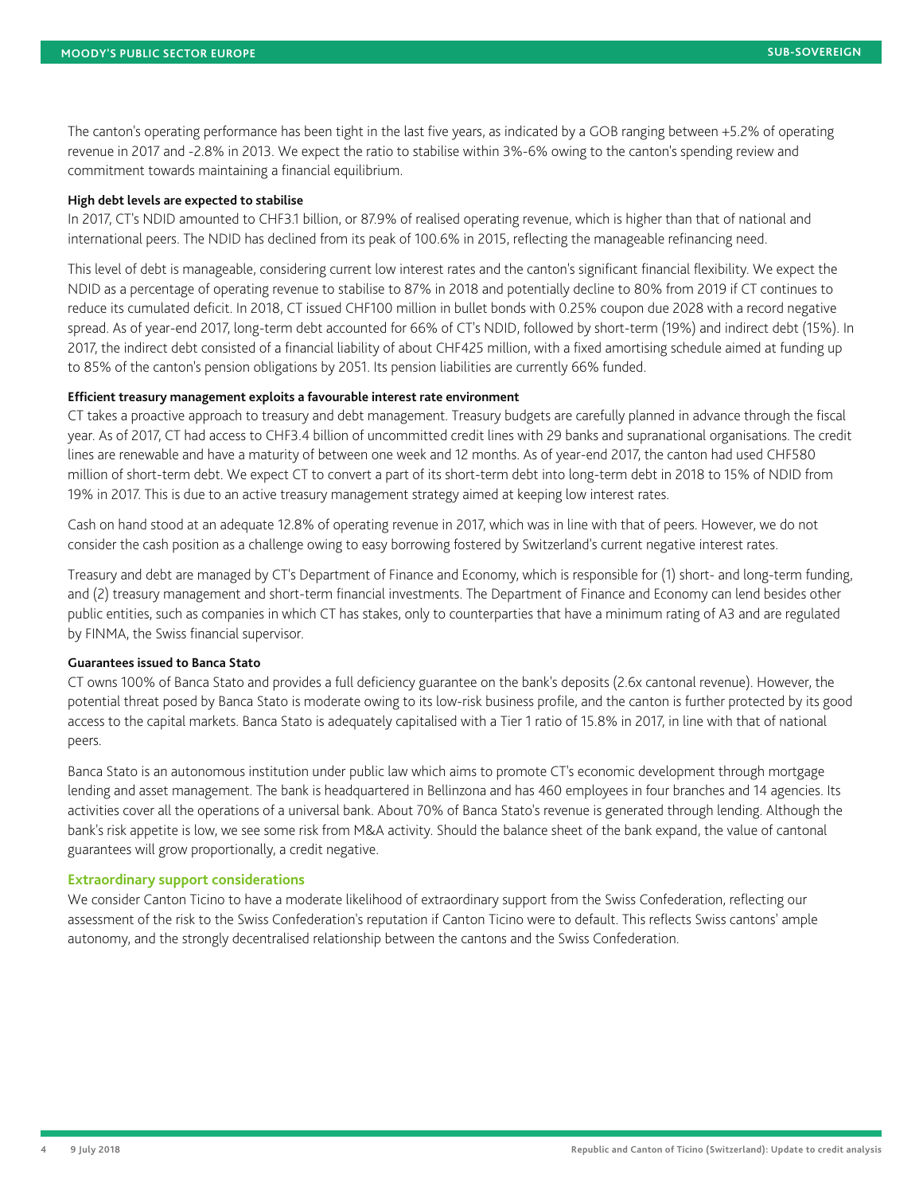The canton's operating performance has been tight in the last five years, as indicated by a GOB ranging between +5.2% of operating revenue in 2017 and -2.8% in 2013. We expect the ratio to stabilise within 3%-6% owing to the canton's spending review and commitment towards maintaining a financial equilibrium.

**High debt levels are expected to stabilise**

In 2017, CT's NDID amounted to CHF3.1 billion, or 87.9% of realised operating revenue, which is higher than that of national and international peers. The NDID has declined from its peak of 100.6% in 2015, reflecting the manageable refinancing need.

This level of debt is manageable, considering current low interest rates and the canton's significant financial flexibility. We expect the NDID as a percentage of operating revenue to stabilise to 87% in 2018 and potentially decline to 80% from 2019 if CT continues to reduce its cumulated deficit. In 2018, CT issued CHF100 million in bullet bonds with 0.25% coupon due 2028 with a record negative spread. As of year-end 2017, long-term debt accounted for 66% of CT's NDID, followed by short-term (19%) and indirect debt (15%). In 2017, the indirect debt consisted of a financial liability of about CHF425 million, with a fixed amortising schedule aimed at funding up to 85% of the canton's pension obligations by 2051. Its pension liabilities are currently 66% funded.

**Efficient treasury management exploits a favourable interest rate environment**

CT takes a proactive approach to treasury and debt management. Treasury budgets are carefully planned in advance through the fiscal year. As of 2017, CT had access to CHF3.4 billion of uncommitted credit lines with 29 banks and supranational organisations. The credit lines are renewable and have a maturity of between one week and 12 months. As of year-end 2017, the canton had used CHF580 million of short-term debt. We expect CT to convert a part of its short-term debt into long-term debt in 2018 to 15% of NDID from 19% in 2017. This is due to an active treasury management strategy aimed at keeping low interest rates.

Cash on hand stood at an adequate 12.8% of operating revenue in 2017, which was in line with that of peers. However, we do not consider the cash position as a challenge owing to easy borrowing fostered by Switzerland's current negative interest rates.

Treasury and debt are managed by CT's Department of Finance and Economy, which is responsible for (1) short- and long-term funding, and (2) treasury management and short-term financial investments. The Department of Finance and Economy can lend besides other public entities, such as companies in which CT has stakes, only to counterparties that have a minimum rating of A3 and are regulated by FINMA, the Swiss financial supervisor.

**Guarantees issued to Banca Stato**

CT owns 100% of Banca Stato and provides a full deficiency guarantee on the bank's deposits (2.6x cantonal revenue). However, the potential threat posed by Banca Stato is moderate owing to its low-risk business profile, and the canton is further protected by its good access to the capital markets. Banca Stato is adequately capitalised with a Tier 1 ratio of 15.8% in 2017, in line with that of national peers.

Banca Stato is an autonomous institution under public law which aims to promote CT's economic development through mortgage lending and asset management. The bank is headquartered in Bellinzona and has 460 employees in four branches and 14 agencies. Its activities cover all the operations of a universal bank. About 70% of Banca Stato's revenue is generated through lending. Although the bank's risk appetite is low, we see some risk from M&A activity. Should the balance sheet of the bank expand, the value of cantonal guarantees will grow proportionally, a credit negative.

### Extraordinary support considerations

We consider Canton Ticino to have a moderate likelihood of extraordinary support from the Swiss Confederation, reflecting our assessment of the risk to the Swiss Confederation's reputation if Canton Ticino were to default. This reflects Swiss cantons' ample autonomy, and the strongly decentralised relationship between the cantons and the Swiss Confederation.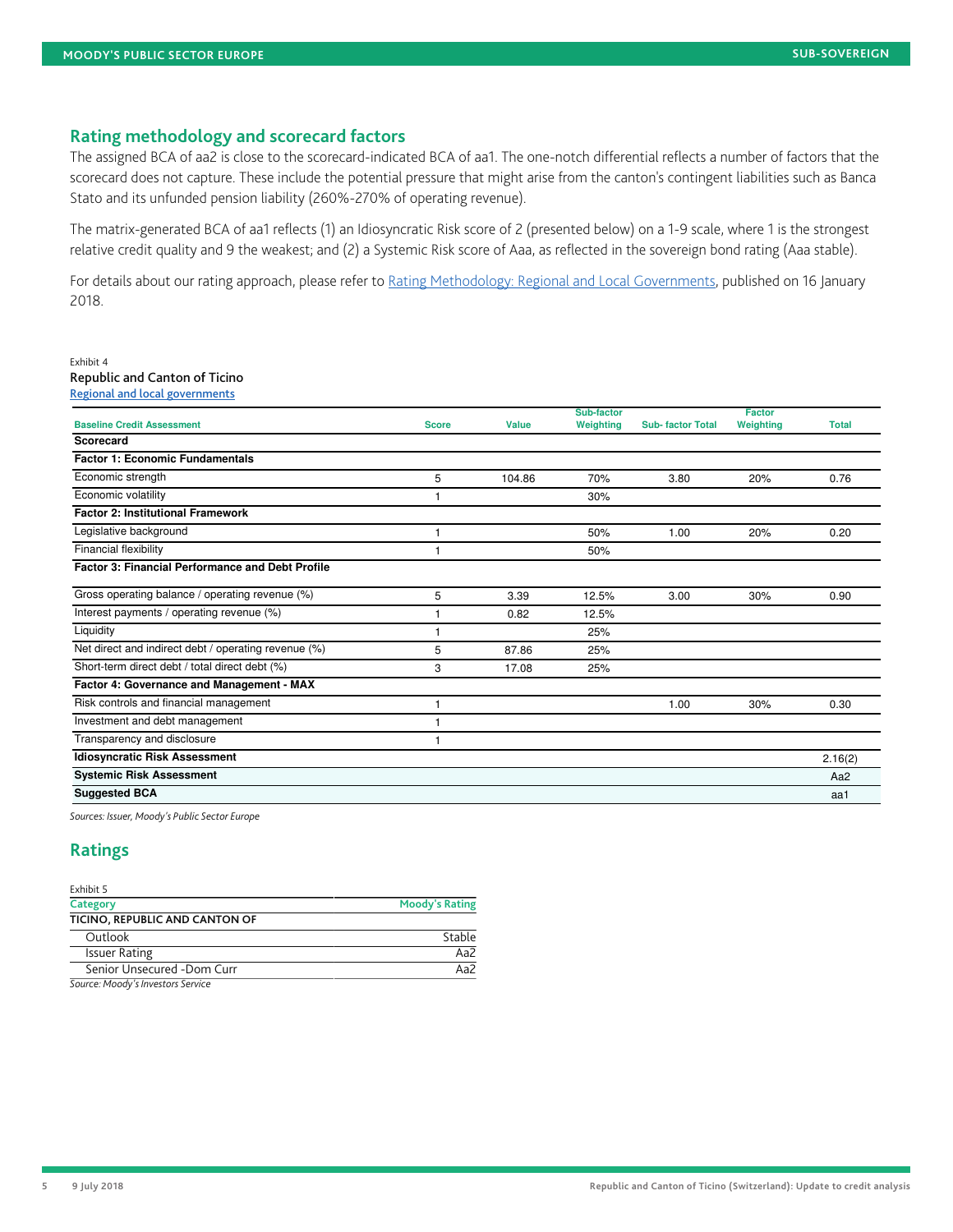## Rating methodology and scorecard factors

The assigned BCA of aa2 is close to the scorecard-indicated BCA of aa1. The one-notch differential reflects a number of factors that the scorecard does not capture. These include the potential pressure that might arise from the canton's contingent liabilities such as Banca Stato and its unfunded pension liability (260%-270% of operating revenue).

The matrix-generated BCA of aa1 reflects (1) an Idiosyncratic Risk score of 2 (presented below) on a 1-9 scale, where 1 is the strongest relative credit quality and 9 the weakest; and (2) a Systemic Risk score of Aaa, as reflected in the sovereign bond rating (Aaa stable).

For details about our rating approach, please refer to Rating Methodology: Regional and Local Governments, published on 16 January 2018.

Exhibit 4

**Republic and Canton of Ticino**

Regional and local governments

| Baseline Credit Assessment | Score | Value | Sub-factor Weighting | Sub- factor Total | Factor Weighting | Total |
|---|---|---|---|---|---|---|
| **Scorecard** | | | | | | |
| **Factor 1: Economic Fundamentals** | | | | | | |
| Economic strength | 5 | 104.86 | 70% | 3.80 | 20% | 0.76 |
| Economic volatility | 1 | | 30% | | | |
| **Factor 2: Institutional Framework** | | | | | | |
| Legislative background | 1 | | 50% | 1.00 | 20% | 0.20 |
| Financial flexibility | 1 | | 50% | | | |
| **Factor 3: Financial Performance and Debt Profile** | | | | | | |
| Gross operating balance / operating revenue (%) | 5 | 3.39 | 12.5% | 3.00 | 30% | 0.90 |
| Interest payments / operating revenue (%) | 1 | 0.82 | 12.5% | | | |
| Liquidity | 1 | | 25% | | | |
| Net direct and indirect debt / operating revenue (%) | 5 | 87.86 | 25% | | | |
| Short-term direct debt / total direct debt (%) | 3 | 17.08 | 25% | | | |
| **Factor 4: Governance and Management - MAX** | | | | | | |
| Risk controls and financial management | 1 | | | 1.00 | 30% | 0.30 |
| Investment and debt management | 1 | | | | | |
| Transparency and disclosure | 1 | | | | | |
| **Idiosyncratic Risk Assessment** | | | | | | 2.16(2) |
| **Systemic Risk Assessment** | | | | | | Aa2 |
| **Suggested BCA** | | | | | | aa1 |

*Sources: Issuer, Moody's Public Sector Europe*

## Ratings

Exhibit 5

| Category | Moody's Rating |
|---|---|
| **TICINO, REPUBLIC AND CANTON OF** | |
| Outlook | Stable |
| Issuer Rating | Aa2 |
| Senior Unsecured -Dom Curr | Aa2 |

*Source: Moody's Investors Service*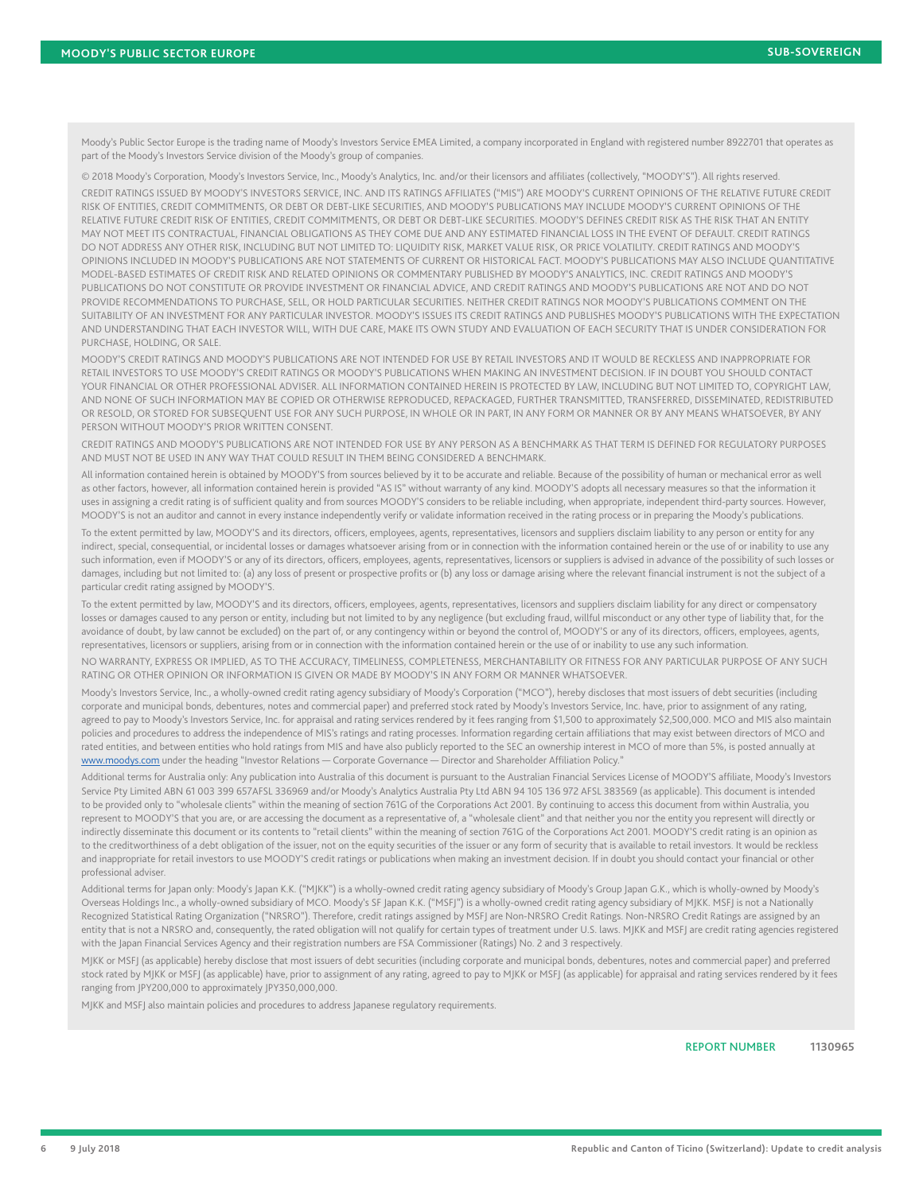Moody's Public Sector Europe is the trading name of Moody's Investors Service EMEA Limited, a company incorporated in England with registered number 8922701 that operates as part of the Moody's Investors Service division of the Moody's group of companies.

© 2018 Moody's Corporation, Moody's Investors Service, Inc., Moody's Analytics, Inc. and/or their licensors and affiliates (collectively, "MOODY'S"). All rights reserved.

CREDIT RATINGS ISSUED BY MOODY'S INVESTORS SERVICE, INC. AND ITS RATINGS AFFILIATES ("MIS") ARE MOODY'S CURRENT OPINIONS OF THE RELATIVE FUTURE CREDIT RISK OF ENTITIES, CREDIT COMMITMENTS, OR DEBT OR DEBT-LIKE SECURITIES, AND MOODY'S PUBLICATIONS MAY INCLUDE MOODY'S CURRENT OPINIONS OF THE RELATIVE FUTURE CREDIT RISK OF ENTITIES, CREDIT COMMITMENTS, OR DEBT OR DEBT-LIKE SECURITIES. MOODY'S DEFINES CREDIT RISK AS THE RISK THAT AN ENTITY MAY NOT MEET ITS CONTRACTUAL, FINANCIAL OBLIGATIONS AS THEY COME DUE AND ANY ESTIMATED FINANCIAL LOSS IN THE EVENT OF DEFAULT. CREDIT RATINGS DO NOT ADDRESS ANY OTHER RISK, INCLUDING BUT NOT LIMITED TO: LIQUIDITY RISK, MARKET VALUE RISK, OR PRICE VOLATILITY. CREDIT RATINGS AND MOODY'S OPINIONS INCLUDED IN MOODY'S PUBLICATIONS ARE NOT STATEMENTS OF CURRENT OR HISTORICAL FACT. MOODY'S PUBLICATIONS MAY ALSO INCLUDE QUANTITATIVE MODEL-BASED ESTIMATES OF CREDIT RISK AND RELATED OPINIONS OR COMMENTARY PUBLISHED BY MOODY'S ANALYTICS, INC. CREDIT RATINGS AND MOODY'S PUBLICATIONS DO NOT CONSTITUTE OR PROVIDE INVESTMENT OR FINANCIAL ADVICE, AND CREDIT RATINGS AND MOODY'S PUBLICATIONS ARE NOT AND DO NOT PROVIDE RECOMMENDATIONS TO PURCHASE, SELL, OR HOLD PARTICULAR SECURITIES. NEITHER CREDIT RATINGS NOR MOODY'S PUBLICATIONS COMMENT ON THE SUITABILITY OF AN INVESTMENT FOR ANY PARTICULAR INVESTOR. MOODY'S ISSUES ITS CREDIT RATINGS AND PUBLISHES MOODY'S PUBLICATIONS WITH THE EXPECTATION AND UNDERSTANDING THAT EACH INVESTOR WILL, WITH DUE CARE, MAKE ITS OWN STUDY AND EVALUATION OF EACH SECURITY THAT IS UNDER CONSIDERATION FOR PURCHASE, HOLDING, OR SALE.

MOODY'S CREDIT RATINGS AND MOODY'S PUBLICATIONS ARE NOT INTENDED FOR USE BY RETAIL INVESTORS AND IT WOULD BE RECKLESS AND INAPPROPRIATE FOR RETAIL INVESTORS TO USE MOODY'S CREDIT RATINGS OR MOODY'S PUBLICATIONS WHEN MAKING AN INVESTMENT DECISION. IF IN DOUBT YOU SHOULD CONTACT YOUR FINANCIAL OR OTHER PROFESSIONAL ADVISER. ALL INFORMATION CONTAINED HEREIN IS PROTECTED BY LAW, INCLUDING BUT NOT LIMITED TO, COPYRIGHT LAW, AND NONE OF SUCH INFORMATION MAY BE COPIED OR OTHERWISE REPRODUCED, REPACKAGED, FURTHER TRANSMITTED, TRANSFERRED, DISSEMINATED, REDISTRIBUTED OR RESOLD, OR STORED FOR SUBSEQUENT USE FOR ANY SUCH PURPOSE, IN WHOLE OR IN PART, IN ANY FORM OR MANNER OR BY ANY MEANS WHATSOEVER, BY ANY PERSON WITHOUT MOODY'S PRIOR WRITTEN CONSENT.

CREDIT RATINGS AND MOODY'S PUBLICATIONS ARE NOT INTENDED FOR USE BY ANY PERSON AS A BENCHMARK AS THAT TERM IS DEFINED FOR REGULATORY PURPOSES AND MUST NOT BE USED IN ANY WAY THAT COULD RESULT IN THEM BEING CONSIDERED A BENCHMARK.

All information contained herein is obtained by MOODY'S from sources believed by it to be accurate and reliable. Because of the possibility of human or mechanical error as well as other factors, however, all information contained herein is provided "AS IS" without warranty of any kind. MOODY'S adopts all necessary measures so that the information it uses in assigning a credit rating is of sufficient quality and from sources MOODY'S considers to be reliable including, when appropriate, independent third-party sources. However, MOODY'S is not an auditor and cannot in every instance independently verify or validate information received in the rating process or in preparing the Moody's publications.

To the extent permitted by law, MOODY'S and its directors, officers, employees, agents, representatives, licensors and suppliers disclaim liability to any person or entity for any indirect, special, consequential, or incidental losses or damages whatsoever arising from or in connection with the information contained herein or the use of or inability to use any such information, even if MOODY'S or any of its directors, officers, employees, agents, representatives, licensors or suppliers is advised in advance of the possibility of such losses or damages, including but not limited to: (a) any loss of present or prospective profits or (b) any loss or damage arising where the relevant financial instrument is not the subject of a particular credit rating assigned by MOODY'S.

To the extent permitted by law, MOODY'S and its directors, officers, employees, agents, representatives, licensors and suppliers disclaim liability for any direct or compensatory losses or damages caused to any person or entity, including but not limited to by any negligence (but excluding fraud, willful misconduct or any other type of liability that, for the avoidance of doubt, by law cannot be excluded) on the part of, or any contingency within or beyond the control of, MOODY'S or any of its directors, officers, employees, agents, representatives, licensors or suppliers, arising from or in connection with the information contained herein or the use of or inability to use any such information.

NO WARRANTY, EXPRESS OR IMPLIED, AS TO THE ACCURACY, TIMELINESS, COMPLETENESS, MERCHANTABILITY OR FITNESS FOR ANY PARTICULAR PURPOSE OF ANY SUCH RATING OR OTHER OPINION OR INFORMATION IS GIVEN OR MADE BY MOODY'S IN ANY FORM OR MANNER WHATSOEVER.

Moody's Investors Service, Inc., a wholly-owned credit rating agency subsidiary of Moody's Corporation ("MCO"), hereby discloses that most issuers of debt securities (including corporate and municipal bonds, debentures, notes and commercial paper) and preferred stock rated by Moody's Investors Service, Inc. have, prior to assignment of any rating, agreed to pay to Moody's Investors Service, Inc. for appraisal and rating services rendered by it fees ranging from $1,500 to approximately $2,500,000. MCO and MIS also maintain policies and procedures to address the independence of MIS's ratings and rating processes. Information regarding certain affiliations that may exist between directors of MCO and rated entities, and between entities who hold ratings from MIS and have also publicly reported to the SEC an ownership interest in MCO of more than 5%, is posted annually at www.moodys.com under the heading "Investor Relations — Corporate Governance — Director and Shareholder Affiliation Policy."

Additional terms for Australia only: Any publication into Australia of this document is pursuant to the Australian Financial Services License of MOODY'S affiliate, Moody's Investors Service Pty Limited ABN 61 003 399 657AFSL 336969 and/or Moody's Analytics Australia Pty Ltd ABN 94 105 136 972 AFSL 383569 (as applicable). This document is intended to be provided only to "wholesale clients" within the meaning of section 761G of the Corporations Act 2001. By continuing to access this document from within Australia, you represent to MOODY'S that you are, or are accessing the document as a representative of, a "wholesale client" and that neither you nor the entity you represent will directly or indirectly disseminate this document or its contents to "retail clients" within the meaning of section 761G of the Corporations Act 2001. MOODY'S credit rating is an opinion as to the creditworthiness of a debt obligation of the issuer, not on the equity securities of the issuer or any form of security that is available to retail investors. It would be reckless and inappropriate for retail investors to use MOODY'S credit ratings or publications when making an investment decision. If in doubt you should contact your financial or other professional adviser.

Additional terms for Japan only: Moody's Japan K.K. ("MJKK") is a wholly-owned credit rating agency subsidiary of Moody's Group Japan G.K., which is wholly-owned by Moody's Overseas Holdings Inc., a wholly-owned subsidiary of MCO. Moody's SF Japan K.K. ("MSFJ") is a wholly-owned credit rating agency subsidiary of MJKK. MSFJ is not a Nationally Recognized Statistical Rating Organization ("NRSRO"). Therefore, credit ratings assigned by MSFJ are Non-NRSRO Credit Ratings. Non-NRSRO Credit Ratings are assigned by an entity that is not a NRSRO and, consequently, the rated obligation will not qualify for certain types of treatment under U.S. laws. MJKK and MSFJ are credit rating agencies registered with the Japan Financial Services Agency and their registration numbers are FSA Commissioner (Ratings) No. 2 and 3 respectively.

MJKK or MSFJ (as applicable) hereby disclose that most issuers of debt securities (including corporate and municipal bonds, debentures, notes and commercial paper) and preferred stock rated by MJKK or MSFJ (as applicable) have, prior to assignment of any rating, agreed to pay to MJKK or MSFJ (as applicable) for appraisal and rating services rendered by it fees ranging from JPY200,000 to approximately JPY350,000,000.

MJKK and MSFJ also maintain policies and procedures to address Japanese regulatory requirements.

**REPORT NUMBER** 1130965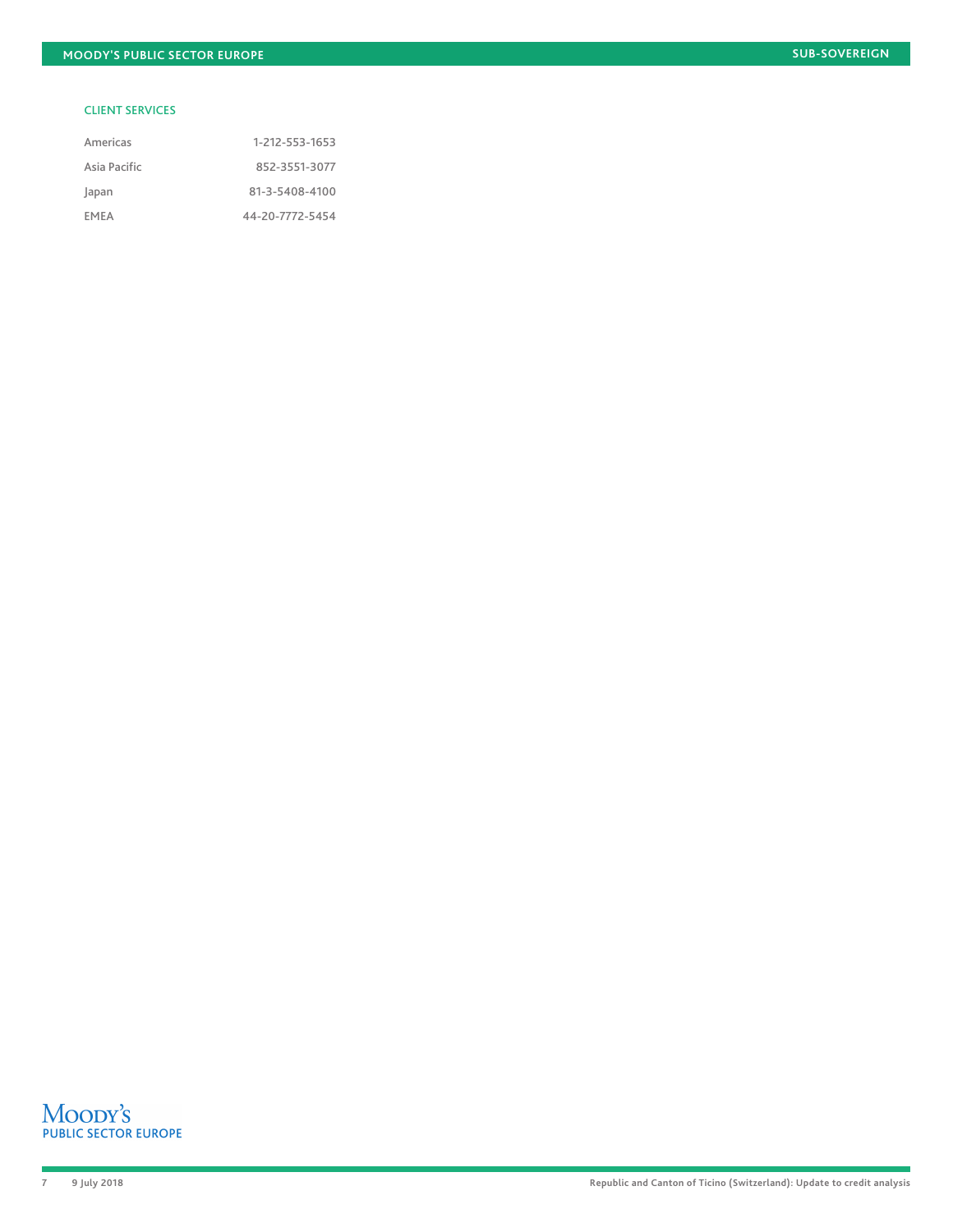### CLIENT SERVICES

| | |
|---|---|
| Americas | 1-212-553-1653 |
| Asia Pacific | 852-3551-3077 |
| Japan | 81-3-5408-4100 |
| EMEA | 44-20-7772-5454 |

Moody's
PUBLIC SECTOR EUROPE